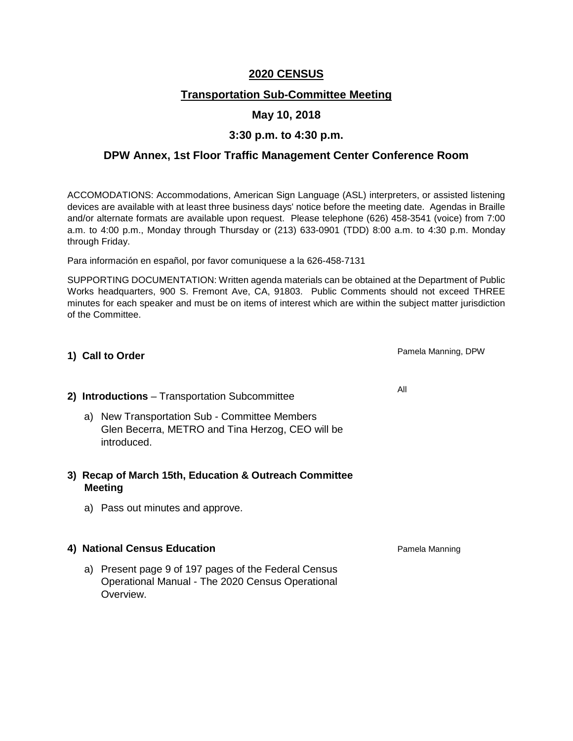# 2020 CENSUS

## Transportation Sub-Committee Meeting

### May 10, 2018

### 3:30 p.m. to 4:30 p.m.

### DPW Annex, 1st Floor Traffic Management Center Conference Room

ACCOMODATIONS: Accommodations, American Sign Language (ASL) interpreters, or assisted listening devices are available with at least three business days' notice before the meeting date. Agendas in Braille and/or alternate formats are available upon request. Please telephone (626) 458-3541 (voice) from 7:00 a.m. to 4:00 p.m., Monday through Thursday or (213) 633-0901 (TDD) 8:00 a.m. to 4:30 p.m. Monday through Friday.

Para información en español, por favor comuniquese a la 626-458-7131

SUPPORTING DOCUMENTATION: Written agenda materials can be obtained at the Department of Public Works headquarters, 900 S. Fremont Ave, CA, 91803. Public Comments should not exceed THREE minutes for each speaker and must be on items of interest which are within the subject matter jurisdiction of the Committee.

**1) Call to Order** — Pamela Manning, DPW

**2) Introductions** – Transportation Subcommittee — All

a) New Transportation Sub - Committee Members Glen Becerra, METRO and Tina Herzog, CEO will be introduced.

**3) Recap of March 15th, Education & Outreach Committee Meeting**

a) Pass out minutes and approve.

**4) National Census Education** — Pamela Manning

a) Present page 9 of 197 pages of the Federal Census Operational Manual - The 2020 Census Operational Overview.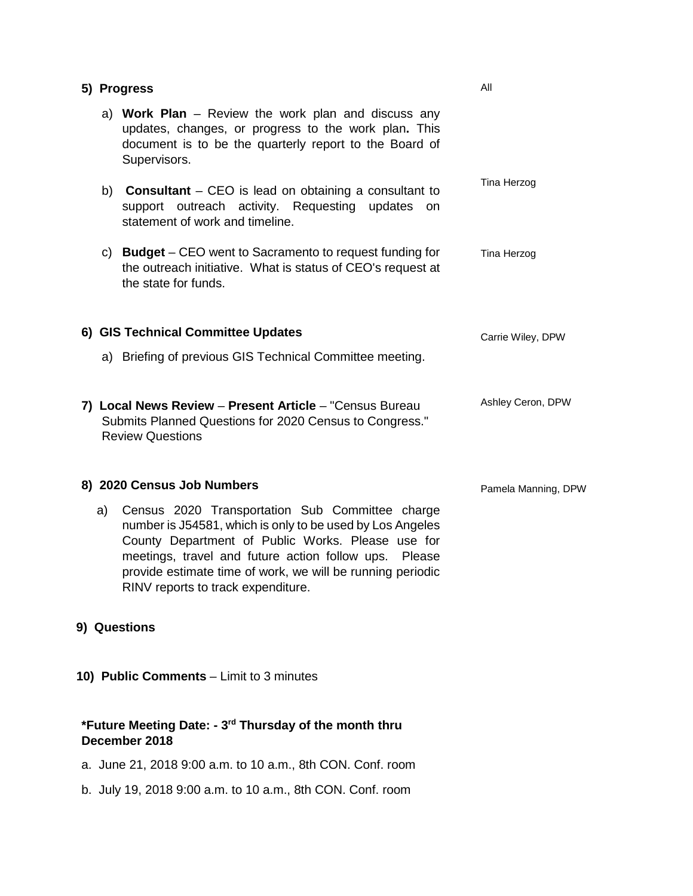**5) Progress** — All

a) **Work Plan** – Review the work plan and discuss any updates, changes, or progress to the work plan**.** This document is to be the quarterly report to the Board of Supervisors.

b) **Consultant** – CEO is lead on obtaining a consultant to support outreach activity. Requesting updates on statement of work and timeline. — Tina Herzog

c) **Budget** – CEO went to Sacramento to request funding for the outreach initiative. What is status of CEO's request at the state for funds. — Tina Herzog

**6) GIS Technical Committee Updates** — Carrie Wiley, DPW

a) Briefing of previous GIS Technical Committee meeting.

**7) Local News Review** – **Present Article** – "Census Bureau Submits Planned Questions for 2020 Census to Congress." Review Questions — Ashley Ceron, DPW

**8) 2020 Census Job Numbers** — Pamela Manning, DPW

a) Census 2020 Transportation Sub Committee charge number is J54581, which is only to be used by Los Angeles County Department of Public Works. Please use for meetings, travel and future action follow ups. Please provide estimate time of work, we will be running periodic RINV reports to track expenditure.

**9) Questions**

**10) Public Comments** – Limit to 3 minutes

**\*Future Meeting Date: - 3rd Thursday of the month thru December 2018**

a. June 21, 2018 9:00 a.m. to 10 a.m., 8th CON. Conf. room

b. July 19, 2018 9:00 a.m. to 10 a.m., 8th CON. Conf. room